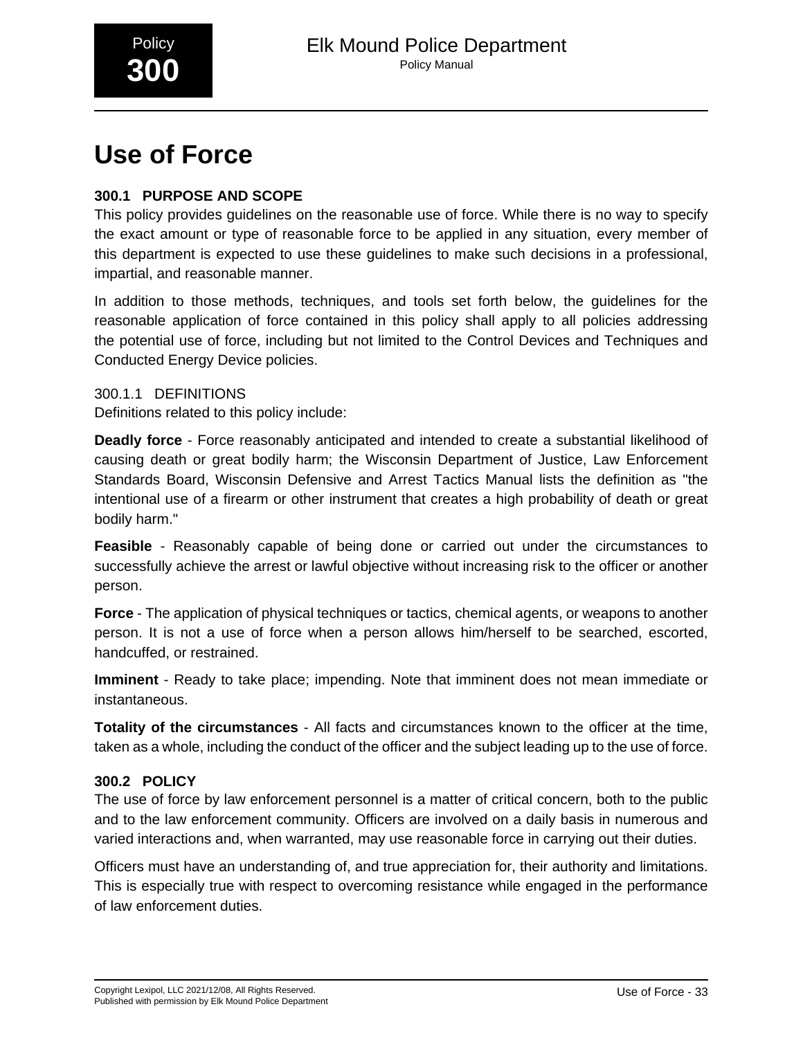# Use of Force

## 300.1 PURPOSE AND SCOPE

This policy provides guidelines on the reasonable use of force. While there is no way to specify the exact amount or type of reasonable force to be applied in any situation, every member of this department is expected to use these guidelines to make such decisions in a professional, impartial, and reasonable manner.

In addition to those methods, techniques, and tools set forth below, the guidelines for the reasonable application of force contained in this policy shall apply to all policies addressing the potential use of force, including but not limited to the Control Devices and Techniques and Conducted Energy Device policies.

### 300.1.1 DEFINITIONS

Definitions related to this policy include:

**Deadly force** - Force reasonably anticipated and intended to create a substantial likelihood of causing death or great bodily harm; the Wisconsin Department of Justice, Law Enforcement Standards Board, Wisconsin Defensive and Arrest Tactics Manual lists the definition as "the intentional use of a firearm or other instrument that creates a high probability of death or great bodily harm."

**Feasible** - Reasonably capable of being done or carried out under the circumstances to successfully achieve the arrest or lawful objective without increasing risk to the officer or another person.

**Force** - The application of physical techniques or tactics, chemical agents, or weapons to another person. It is not a use of force when a person allows him/herself to be searched, escorted, handcuffed, or restrained.

**Imminent** - Ready to take place; impending. Note that imminent does not mean immediate or instantaneous.

**Totality of the circumstances** - All facts and circumstances known to the officer at the time, taken as a whole, including the conduct of the officer and the subject leading up to the use of force.

## 300.2 POLICY

The use of force by law enforcement personnel is a matter of critical concern, both to the public and to the law enforcement community. Officers are involved on a daily basis in numerous and varied interactions and, when warranted, may use reasonable force in carrying out their duties.

Officers must have an understanding of, and true appreciation for, their authority and limitations. This is especially true with respect to overcoming resistance while engaged in the performance of law enforcement duties.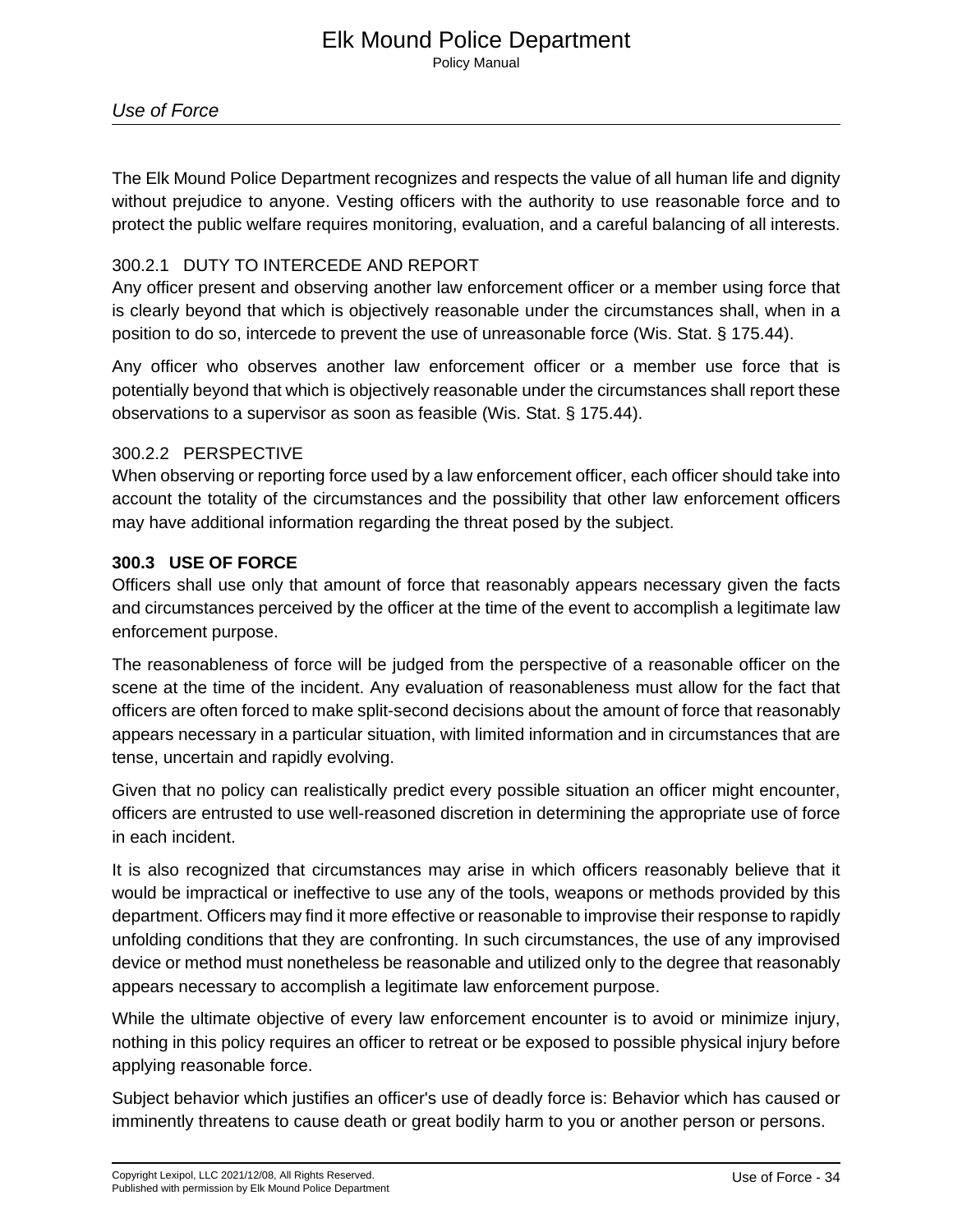The Elk Mound Police Department recognizes and respects the value of all human life and dignity without prejudice to anyone. Vesting officers with the authority to use reasonable force and to protect the public welfare requires monitoring, evaluation, and a careful balancing of all interests.

### 300.2.1 DUTY TO INTERCEDE AND REPORT

Any officer present and observing another law enforcement officer or a member using force that is clearly beyond that which is objectively reasonable under the circumstances shall, when in a position to do so, intercede to prevent the use of unreasonable force (Wis. Stat. § 175.44).

Any officer who observes another law enforcement officer or a member use force that is potentially beyond that which is objectively reasonable under the circumstances shall report these observations to a supervisor as soon as feasible (Wis. Stat. § 175.44).

### 300.2.2 PERSPECTIVE

When observing or reporting force used by a law enforcement officer, each officer should take into account the totality of the circumstances and the possibility that other law enforcement officers may have additional information regarding the threat posed by the subject.

## 300.3 USE OF FORCE

Officers shall use only that amount of force that reasonably appears necessary given the facts and circumstances perceived by the officer at the time of the event to accomplish a legitimate law enforcement purpose.

The reasonableness of force will be judged from the perspective of a reasonable officer on the scene at the time of the incident. Any evaluation of reasonableness must allow for the fact that officers are often forced to make split-second decisions about the amount of force that reasonably appears necessary in a particular situation, with limited information and in circumstances that are tense, uncertain and rapidly evolving.

Given that no policy can realistically predict every possible situation an officer might encounter, officers are entrusted to use well-reasoned discretion in determining the appropriate use of force in each incident.

It is also recognized that circumstances may arise in which officers reasonably believe that it would be impractical or ineffective to use any of the tools, weapons or methods provided by this department. Officers may find it more effective or reasonable to improvise their response to rapidly unfolding conditions that they are confronting. In such circumstances, the use of any improvised device or method must nonetheless be reasonable and utilized only to the degree that reasonably appears necessary to accomplish a legitimate law enforcement purpose.

While the ultimate objective of every law enforcement encounter is to avoid or minimize injury, nothing in this policy requires an officer to retreat or be exposed to possible physical injury before applying reasonable force.

Subject behavior which justifies an officer's use of deadly force is: Behavior which has caused or imminently threatens to cause death or great bodily harm to you or another person or persons.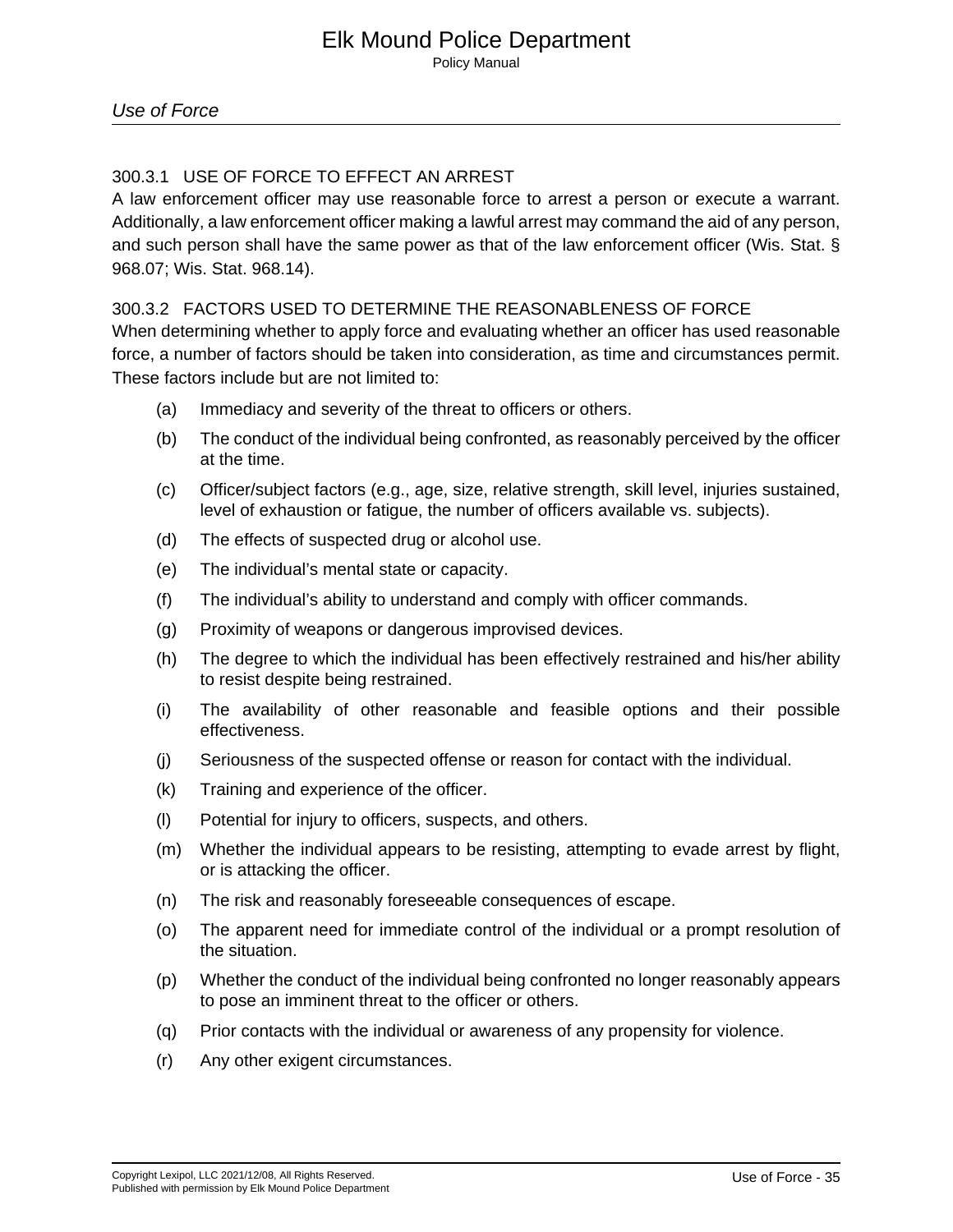### 300.3.1 USE OF FORCE TO EFFECT AN ARREST

A law enforcement officer may use reasonable force to arrest a person or execute a warrant. Additionally, a law enforcement officer making a lawful arrest may command the aid of any person, and such person shall have the same power as that of the law enforcement officer (Wis. Stat. § 968.07; Wis. Stat. 968.14).

### 300.3.2 FACTORS USED TO DETERMINE THE REASONABLENESS OF FORCE

When determining whether to apply force and evaluating whether an officer has used reasonable force, a number of factors should be taken into consideration, as time and circumstances permit. These factors include but are not limited to:

(a) Immediacy and severity of the threat to officers or others.

(b) The conduct of the individual being confronted, as reasonably perceived by the officer at the time.

(c) Officer/subject factors (e.g., age, size, relative strength, skill level, injuries sustained, level of exhaustion or fatigue, the number of officers available vs. subjects).

(d) The effects of suspected drug or alcohol use.

(e) The individual's mental state or capacity.

(f) The individual's ability to understand and comply with officer commands.

(g) Proximity of weapons or dangerous improvised devices.

(h) The degree to which the individual has been effectively restrained and his/her ability to resist despite being restrained.

(i) The availability of other reasonable and feasible options and their possible effectiveness.

(j) Seriousness of the suspected offense or reason for contact with the individual.

(k) Training and experience of the officer.

(l) Potential for injury to officers, suspects, and others.

(m) Whether the individual appears to be resisting, attempting to evade arrest by flight, or is attacking the officer.

(n) The risk and reasonably foreseeable consequences of escape.

(o) The apparent need for immediate control of the individual or a prompt resolution of the situation.

(p) Whether the conduct of the individual being confronted no longer reasonably appears to pose an imminent threat to the officer or others.

(q) Prior contacts with the individual or awareness of any propensity for violence.

(r) Any other exigent circumstances.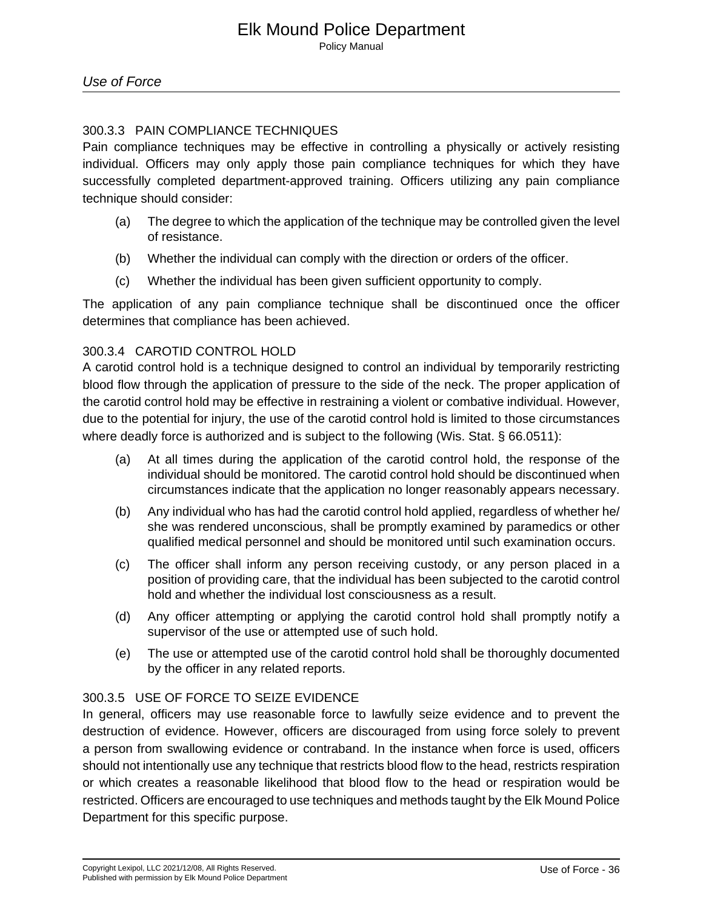### 300.3.3 PAIN COMPLIANCE TECHNIQUES

Pain compliance techniques may be effective in controlling a physically or actively resisting individual. Officers may only apply those pain compliance techniques for which they have successfully completed department-approved training. Officers utilizing any pain compliance technique should consider:

(a) The degree to which the application of the technique may be controlled given the level of resistance.

(b) Whether the individual can comply with the direction or orders of the officer.

(c) Whether the individual has been given sufficient opportunity to comply.

The application of any pain compliance technique shall be discontinued once the officer determines that compliance has been achieved.

### 300.3.4 CAROTID CONTROL HOLD

A carotid control hold is a technique designed to control an individual by temporarily restricting blood flow through the application of pressure to the side of the neck. The proper application of the carotid control hold may be effective in restraining a violent or combative individual. However, due to the potential for injury, the use of the carotid control hold is limited to those circumstances where deadly force is authorized and is subject to the following (Wis. Stat. § 66.0511):

(a) At all times during the application of the carotid control hold, the response of the individual should be monitored. The carotid control hold should be discontinued when circumstances indicate that the application no longer reasonably appears necessary.

(b) Any individual who has had the carotid control hold applied, regardless of whether he/she was rendered unconscious, shall be promptly examined by paramedics or other qualified medical personnel and should be monitored until such examination occurs.

(c) The officer shall inform any person receiving custody, or any person placed in a position of providing care, that the individual has been subjected to the carotid control hold and whether the individual lost consciousness as a result.

(d) Any officer attempting or applying the carotid control hold shall promptly notify a supervisor of the use or attempted use of such hold.

(e) The use or attempted use of the carotid control hold shall be thoroughly documented by the officer in any related reports.

### 300.3.5 USE OF FORCE TO SEIZE EVIDENCE

In general, officers may use reasonable force to lawfully seize evidence and to prevent the destruction of evidence. However, officers are discouraged from using force solely to prevent a person from swallowing evidence or contraband. In the instance when force is used, officers should not intentionally use any technique that restricts blood flow to the head, restricts respiration or which creates a reasonable likelihood that blood flow to the head or respiration would be restricted. Officers are encouraged to use techniques and methods taught by the Elk Mound Police Department for this specific purpose.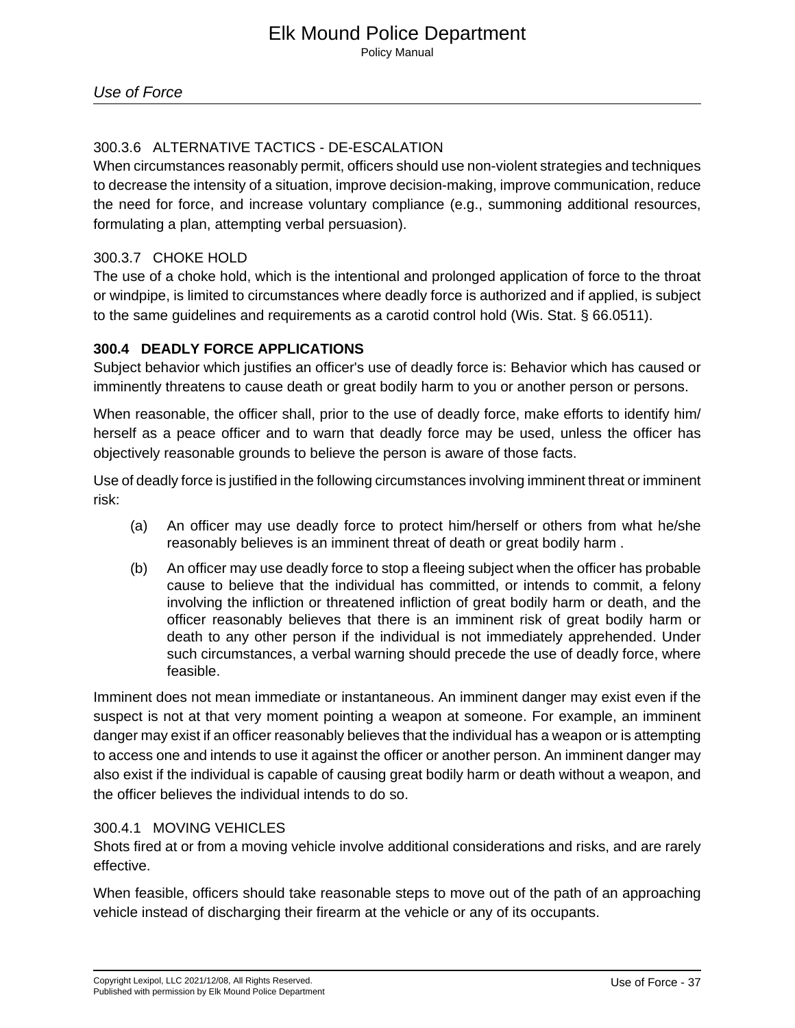### 300.3.6 ALTERNATIVE TACTICS - DE-ESCALATION

When circumstances reasonably permit, officers should use non-violent strategies and techniques to decrease the intensity of a situation, improve decision-making, improve communication, reduce the need for force, and increase voluntary compliance (e.g., summoning additional resources, formulating a plan, attempting verbal persuasion).

### 300.3.7 CHOKE HOLD

The use of a choke hold, which is the intentional and prolonged application of force to the throat or windpipe, is limited to circumstances where deadly force is authorized and if applied, is subject to the same guidelines and requirements as a carotid control hold (Wis. Stat. § 66.0511).

## 300.4 DEADLY FORCE APPLICATIONS

Subject behavior which justifies an officer's use of deadly force is: Behavior which has caused or imminently threatens to cause death or great bodily harm to you or another person or persons.

When reasonable, the officer shall, prior to the use of deadly force, make efforts to identify him/herself as a peace officer and to warn that deadly force may be used, unless the officer has objectively reasonable grounds to believe the person is aware of those facts.

Use of deadly force is justified in the following circumstances involving imminent threat or imminent risk:

(a) An officer may use deadly force to protect him/herself or others from what he/she reasonably believes is an imminent threat of death or great bodily harm .

(b) An officer may use deadly force to stop a fleeing subject when the officer has probable cause to believe that the individual has committed, or intends to commit, a felony involving the infliction or threatened infliction of great bodily harm or death, and the officer reasonably believes that there is an imminent risk of great bodily harm or death to any other person if the individual is not immediately apprehended. Under such circumstances, a verbal warning should precede the use of deadly force, where feasible.

Imminent does not mean immediate or instantaneous. An imminent danger may exist even if the suspect is not at that very moment pointing a weapon at someone. For example, an imminent danger may exist if an officer reasonably believes that the individual has a weapon or is attempting to access one and intends to use it against the officer or another person. An imminent danger may also exist if the individual is capable of causing great bodily harm or death without a weapon, and the officer believes the individual intends to do so.

### 300.4.1 MOVING VEHICLES

Shots fired at or from a moving vehicle involve additional considerations and risks, and are rarely effective.

When feasible, officers should take reasonable steps to move out of the path of an approaching vehicle instead of discharging their firearm at the vehicle or any of its occupants.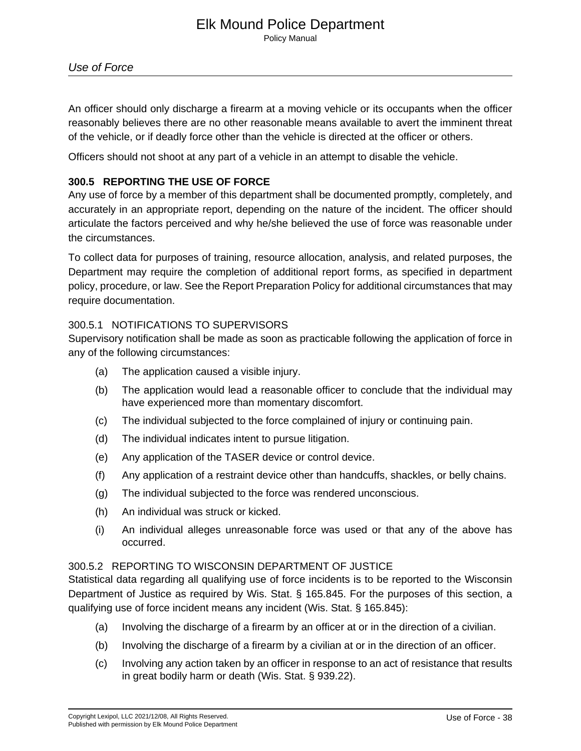An officer should only discharge a firearm at a moving vehicle or its occupants when the officer reasonably believes there are no other reasonable means available to avert the imminent threat of the vehicle, or if deadly force other than the vehicle is directed at the officer or others.

Officers should not shoot at any part of a vehicle in an attempt to disable the vehicle.

## 300.5 REPORTING THE USE OF FORCE

Any use of force by a member of this department shall be documented promptly, completely, and accurately in an appropriate report, depending on the nature of the incident. The officer should articulate the factors perceived and why he/she believed the use of force was reasonable under the circumstances.

To collect data for purposes of training, resource allocation, analysis, and related purposes, the Department may require the completion of additional report forms, as specified in department policy, procedure, or law. See the Report Preparation Policy for additional circumstances that may require documentation.

### 300.5.1 NOTIFICATIONS TO SUPERVISORS

Supervisory notification shall be made as soon as practicable following the application of force in any of the following circumstances:

(a) The application caused a visible injury.

(b) The application would lead a reasonable officer to conclude that the individual may have experienced more than momentary discomfort.

(c) The individual subjected to the force complained of injury or continuing pain.

(d) The individual indicates intent to pursue litigation.

(e) Any application of the TASER device or control device.

(f) Any application of a restraint device other than handcuffs, shackles, or belly chains.

(g) The individual subjected to the force was rendered unconscious.

(h) An individual was struck or kicked.

(i) An individual alleges unreasonable force was used or that any of the above has occurred.

### 300.5.2 REPORTING TO WISCONSIN DEPARTMENT OF JUSTICE

Statistical data regarding all qualifying use of force incidents is to be reported to the Wisconsin Department of Justice as required by Wis. Stat. § 165.845. For the purposes of this section, a qualifying use of force incident means any incident (Wis. Stat. § 165.845):

(a) Involving the discharge of a firearm by an officer at or in the direction of a civilian.

(b) Involving the discharge of a firearm by a civilian at or in the direction of an officer.

(c) Involving any action taken by an officer in response to an act of resistance that results in great bodily harm or death (Wis. Stat. § 939.22).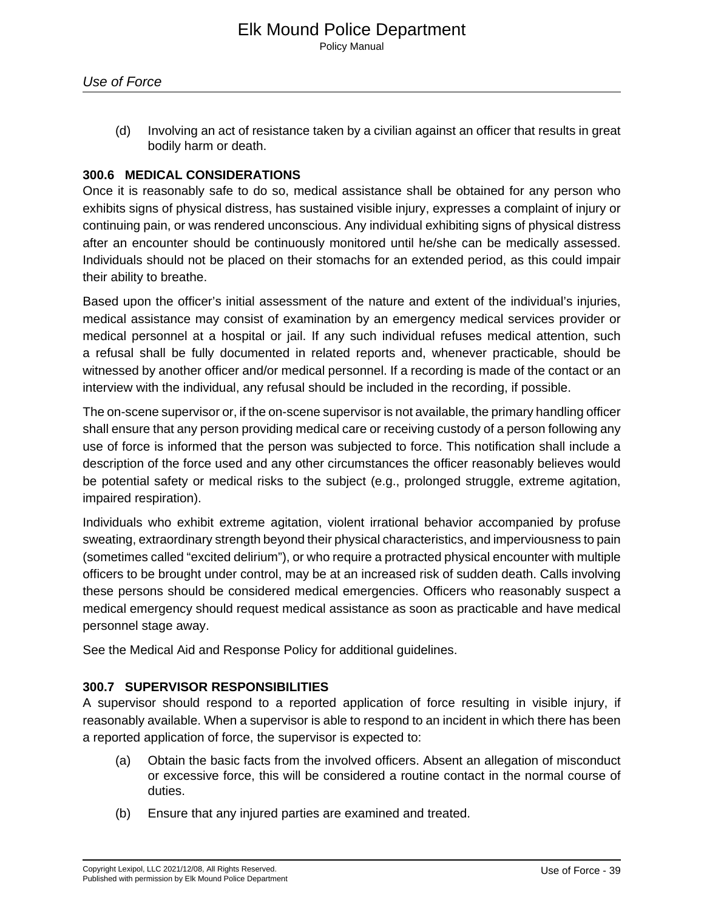(d) Involving an act of resistance taken by a civilian against an officer that results in great bodily harm or death.

### 300.6 MEDICAL CONSIDERATIONS

Once it is reasonably safe to do so, medical assistance shall be obtained for any person who exhibits signs of physical distress, has sustained visible injury, expresses a complaint of injury or continuing pain, or was rendered unconscious. Any individual exhibiting signs of physical distress after an encounter should be continuously monitored until he/she can be medically assessed. Individuals should not be placed on their stomachs for an extended period, as this could impair their ability to breathe.

Based upon the officer's initial assessment of the nature and extent of the individual's injuries, medical assistance may consist of examination by an emergency medical services provider or medical personnel at a hospital or jail. If any such individual refuses medical attention, such a refusal shall be fully documented in related reports and, whenever practicable, should be witnessed by another officer and/or medical personnel. If a recording is made of the contact or an interview with the individual, any refusal should be included in the recording, if possible.

The on-scene supervisor or, if the on-scene supervisor is not available, the primary handling officer shall ensure that any person providing medical care or receiving custody of a person following any use of force is informed that the person was subjected to force. This notification shall include a description of the force used and any other circumstances the officer reasonably believes would be potential safety or medical risks to the subject (e.g., prolonged struggle, extreme agitation, impaired respiration).

Individuals who exhibit extreme agitation, violent irrational behavior accompanied by profuse sweating, extraordinary strength beyond their physical characteristics, and imperviousness to pain (sometimes called "excited delirium"), or who require a protracted physical encounter with multiple officers to be brought under control, may be at an increased risk of sudden death. Calls involving these persons should be considered medical emergencies. Officers who reasonably suspect a medical emergency should request medical assistance as soon as practicable and have medical personnel stage away.

See the Medical Aid and Response Policy for additional guidelines.

### 300.7 SUPERVISOR RESPONSIBILITIES

A supervisor should respond to a reported application of force resulting in visible injury, if reasonably available. When a supervisor is able to respond to an incident in which there has been a reported application of force, the supervisor is expected to:

(a) Obtain the basic facts from the involved officers. Absent an allegation of misconduct or excessive force, this will be considered a routine contact in the normal course of duties.

(b) Ensure that any injured parties are examined and treated.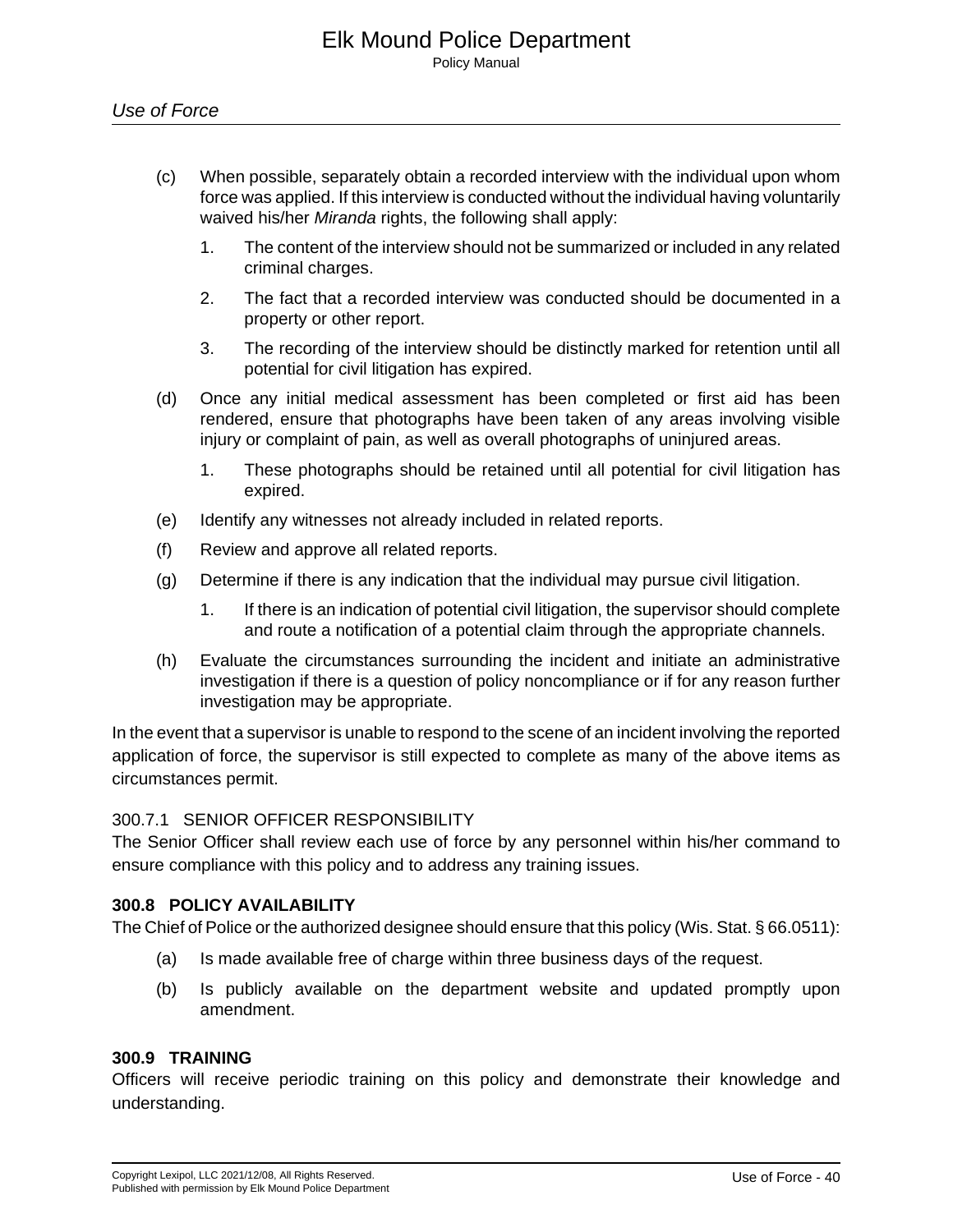(c) When possible, separately obtain a recorded interview with the individual upon whom force was applied. If this interview is conducted without the individual having voluntarily waived his/her *Miranda* rights, the following shall apply:

   1. The content of the interview should not be summarized or included in any related criminal charges.

   2. The fact that a recorded interview was conducted should be documented in a property or other report.

   3. The recording of the interview should be distinctly marked for retention until all potential for civil litigation has expired.

(d) Once any initial medical assessment has been completed or first aid has been rendered, ensure that photographs have been taken of any areas involving visible injury or complaint of pain, as well as overall photographs of uninjured areas.

   1. These photographs should be retained until all potential for civil litigation has expired.

(e) Identify any witnesses not already included in related reports.

(f) Review and approve all related reports.

(g) Determine if there is any indication that the individual may pursue civil litigation.

   1. If there is an indication of potential civil litigation, the supervisor should complete and route a notification of a potential claim through the appropriate channels.

(h) Evaluate the circumstances surrounding the incident and initiate an administrative investigation if there is a question of policy noncompliance or if for any reason further investigation may be appropriate.

In the event that a supervisor is unable to respond to the scene of an incident involving the reported application of force, the supervisor is still expected to complete as many of the above items as circumstances permit.

#### 300.7.1 SENIOR OFFICER RESPONSIBILITY

The Senior Officer shall review each use of force by any personnel within his/her command to ensure compliance with this policy and to address any training issues.

### 300.8 POLICY AVAILABILITY

The Chief of Police or the authorized designee should ensure that this policy (Wis. Stat. § 66.0511):

(a) Is made available free of charge within three business days of the request.

(b) Is publicly available on the department website and updated promptly upon amendment.

### 300.9 TRAINING

Officers will receive periodic training on this policy and demonstrate their knowledge and understanding.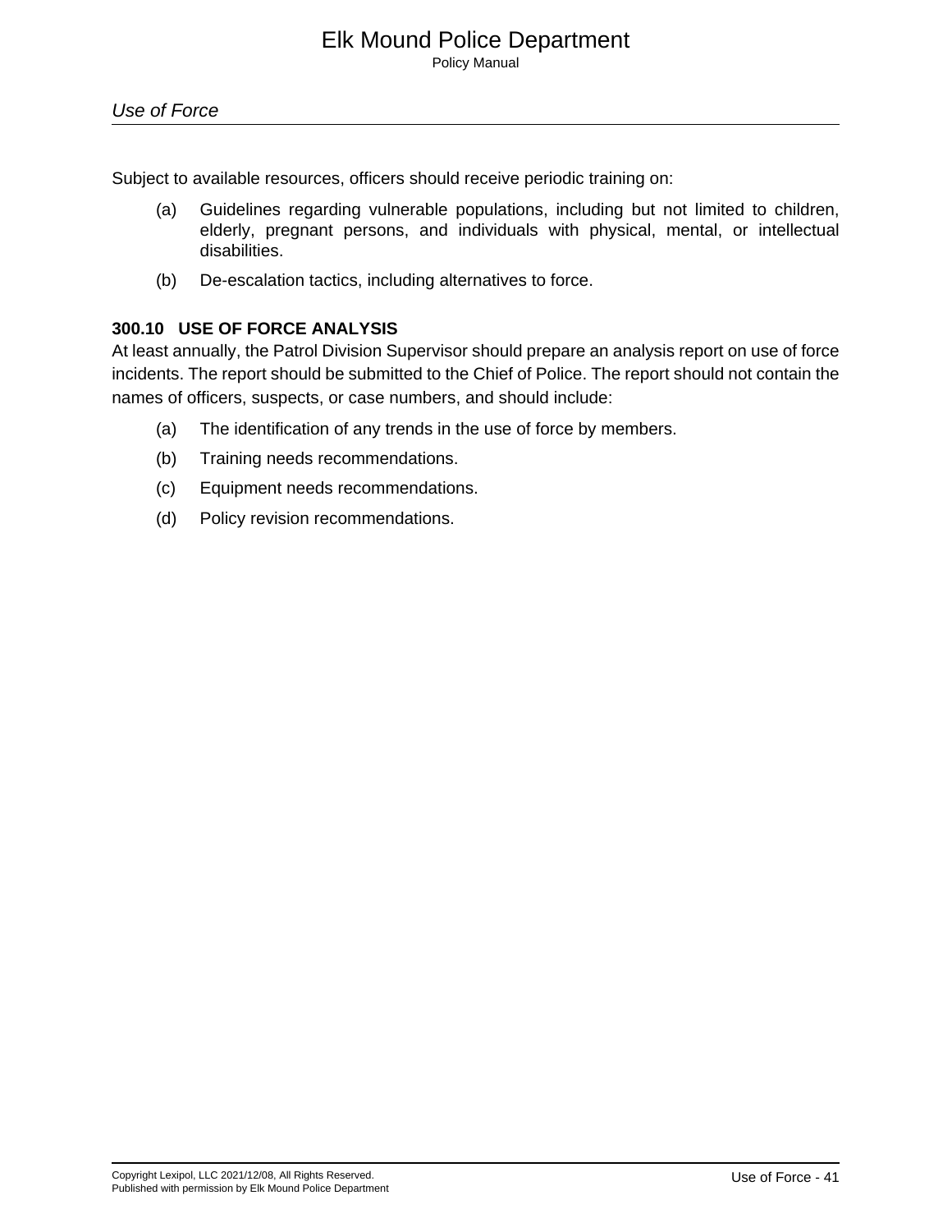Subject to available resources, officers should receive periodic training on:

(a) Guidelines regarding vulnerable populations, including but not limited to children, elderly, pregnant persons, and individuals with physical, mental, or intellectual disabilities.

(b) De-escalation tactics, including alternatives to force.

### 300.10 USE OF FORCE ANALYSIS

At least annually, the Patrol Division Supervisor should prepare an analysis report on use of force incidents. The report should be submitted to the Chief of Police. The report should not contain the names of officers, suspects, or case numbers, and should include:

(a) The identification of any trends in the use of force by members.

(b) Training needs recommendations.

(c) Equipment needs recommendations.

(d) Policy revision recommendations.